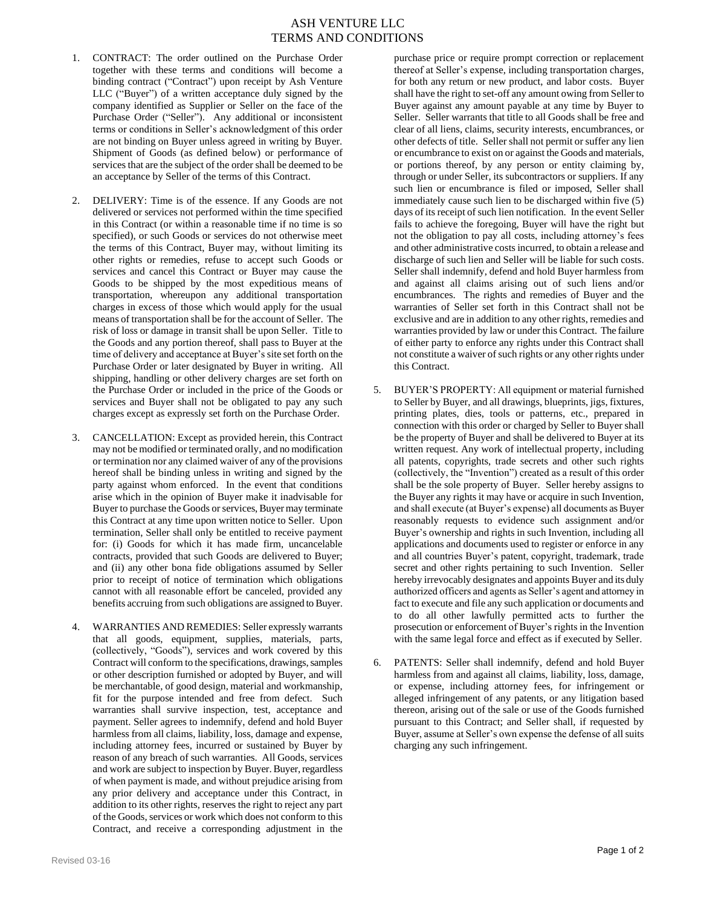# ASH VENTURE LLC
# TERMS AND CONDITIONS

1. CONTRACT: The order outlined on the Purchase Order together with these terms and conditions will become a binding contract ("Contract") upon receipt by Ash Venture LLC ("Buyer") of a written acceptance duly signed by the company identified as Supplier or Seller on the face of the Purchase Order ("Seller"). Any additional or inconsistent terms or conditions in Seller's acknowledgment of this order are not binding on Buyer unless agreed in writing by Buyer. Shipment of Goods (as defined below) or performance of services that are the subject of the order shall be deemed to be an acceptance by Seller of the terms of this Contract.

2. DELIVERY: Time is of the essence. If any Goods are not delivered or services not performed within the time specified in this Contract (or within a reasonable time if no time is so specified), or such Goods or services do not otherwise meet the terms of this Contract, Buyer may, without limiting its other rights or remedies, refuse to accept such Goods or services and cancel this Contract or Buyer may cause the Goods to be shipped by the most expeditious means of transportation, whereupon any additional transportation charges in excess of those which would apply for the usual means of transportation shall be for the account of Seller. The risk of loss or damage in transit shall be upon Seller. Title to the Goods and any portion thereof, shall pass to Buyer at the time of delivery and acceptance at Buyer's site set forth on the Purchase Order or later designated by Buyer in writing. All shipping, handling or other delivery charges are set forth on the Purchase Order or included in the price of the Goods or services and Buyer shall not be obligated to pay any such charges except as expressly set forth on the Purchase Order.

3. CANCELLATION: Except as provided herein, this Contract may not be modified or terminated orally, and no modification or termination nor any claimed waiver of any of the provisions hereof shall be binding unless in writing and signed by the party against whom enforced. In the event that conditions arise which in the opinion of Buyer make it inadvisable for Buyer to purchase the Goods or services, Buyer may terminate this Contract at any time upon written notice to Seller. Upon termination, Seller shall only be entitled to receive payment for: (i) Goods for which it has made firm, uncancelable contracts, provided that such Goods are delivered to Buyer; and (ii) any other bona fide obligations assumed by Seller prior to receipt of notice of termination which obligations cannot with all reasonable effort be canceled, provided any benefits accruing from such obligations are assigned to Buyer.

4. WARRANTIES AND REMEDIES: Seller expressly warrants that all goods, equipment, supplies, materials, parts, (collectively, "Goods"), services and work covered by this Contract will conform to the specifications, drawings, samples or other description furnished or adopted by Buyer, and will be merchantable, of good design, material and workmanship, fit for the purpose intended and free from defect. Such warranties shall survive inspection, test, acceptance and payment. Seller agrees to indemnify, defend and hold Buyer harmless from all claims, liability, loss, damage and expense, including attorney fees, incurred or sustained by Buyer by reason of any breach of such warranties. All Goods, services and work are subject to inspection by Buyer. Buyer, regardless of when payment is made, and without prejudice arising from any prior delivery and acceptance under this Contract, in addition to its other rights, reserves the right to reject any part of the Goods, services or work which does not conform to this Contract, and receive a corresponding adjustment in the purchase price or require prompt correction or replacement thereof at Seller's expense, including transportation charges, for both any return or new product, and labor costs. Buyer shall have the right to set-off any amount owing from Seller to Buyer against any amount payable at any time by Buyer to Seller. Seller warrants that title to all Goods shall be free and clear of all liens, claims, security interests, encumbrances, or other defects of title. Seller shall not permit or suffer any lien or encumbrance to exist on or against the Goods and materials, or portions thereof, by any person or entity claiming by, through or under Seller, its subcontractors or suppliers. If any such lien or encumbrance is filed or imposed, Seller shall immediately cause such lien to be discharged within five (5) days of its receipt of such lien notification. In the event Seller fails to achieve the foregoing, Buyer will have the right but not the obligation to pay all costs, including attorney's fees and other administrative costs incurred, to obtain a release and discharge of such lien and Seller will be liable for such costs. Seller shall indemnify, defend and hold Buyer harmless from and against all claims arising out of such liens and/or encumbrances. The rights and remedies of Buyer and the warranties of Seller set forth in this Contract shall not be exclusive and are in addition to any other rights, remedies and warranties provided by law or under this Contract. The failure of either party to enforce any rights under this Contract shall not constitute a waiver of such rights or any other rights under this Contract.

5. BUYER'S PROPERTY: All equipment or material furnished to Seller by Buyer, and all drawings, blueprints, jigs, fixtures, printing plates, dies, tools or patterns, etc., prepared in connection with this order or charged by Seller to Buyer shall be the property of Buyer and shall be delivered to Buyer at its written request. Any work of intellectual property, including all patents, copyrights, trade secrets and other such rights (collectively, the "Invention") created as a result of this order shall be the sole property of Buyer. Seller hereby assigns to the Buyer any rights it may have or acquire in such Invention, and shall execute (at Buyer's expense) all documents as Buyer reasonably requests to evidence such assignment and/or Buyer's ownership and rights in such Invention, including all applications and documents used to register or enforce in any and all countries Buyer's patent, copyright, trademark, trade secret and other rights pertaining to such Invention. Seller hereby irrevocably designates and appoints Buyer and its duly authorized officers and agents as Seller's agent and attorney in fact to execute and file any such application or documents and to do all other lawfully permitted acts to further the prosecution or enforcement of Buyer's rights in the Invention with the same legal force and effect as if executed by Seller.

6. PATENTS: Seller shall indemnify, defend and hold Buyer harmless from and against all claims, liability, loss, damage, or expense, including attorney fees, for infringement or alleged infringement of any patents, or any litigation based thereon, arising out of the sale or use of the Goods furnished pursuant to this Contract; and Seller shall, if requested by Buyer, assume at Seller's own expense the defense of all suits charging any such infringement.

Revised 03-16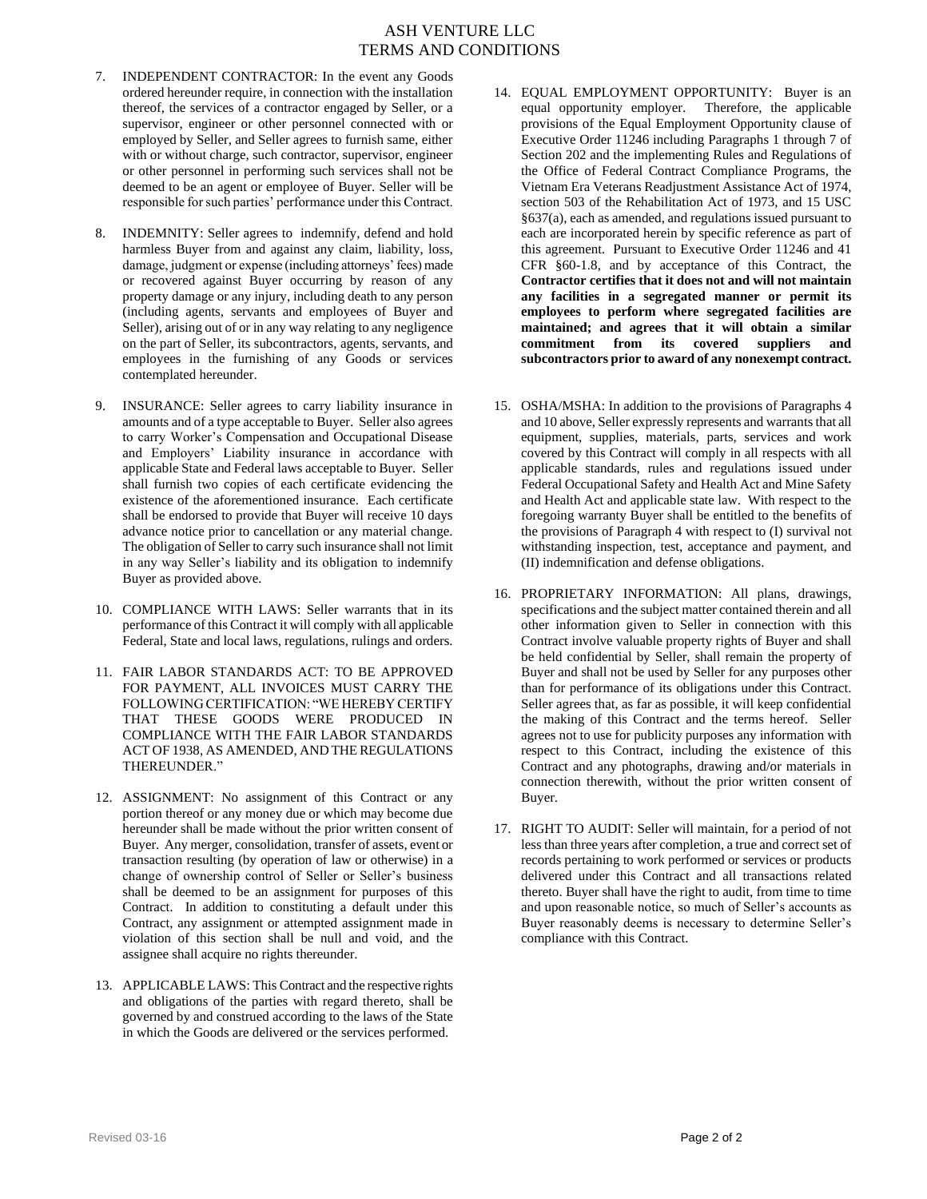# ASH VENTURE LLC
## TERMS AND CONDITIONS

7. INDEPENDENT CONTRACTOR: In the event any Goods ordered hereunder require, in connection with the installation thereof, the services of a contractor engaged by Seller, or a supervisor, engineer or other personnel connected with or employed by Seller, and Seller agrees to furnish same, either with or without charge, such contractor, supervisor, engineer or other personnel in performing such services shall not be deemed to be an agent or employee of Buyer. Seller will be responsible for such parties' performance under this Contract.

8. INDEMNITY: Seller agrees to indemnify, defend and hold harmless Buyer from and against any claim, liability, loss, damage, judgment or expense (including attorneys' fees) made or recovered against Buyer occurring by reason of any property damage or any injury, including death to any person (including agents, servants and employees of Buyer and Seller), arising out of or in any way relating to any negligence on the part of Seller, its subcontractors, agents, servants, and employees in the furnishing of any Goods or services contemplated hereunder.

9. INSURANCE: Seller agrees to carry liability insurance in amounts and of a type acceptable to Buyer. Seller also agrees to carry Worker's Compensation and Occupational Disease and Employers' Liability insurance in accordance with applicable State and Federal laws acceptable to Buyer. Seller shall furnish two copies of each certificate evidencing the existence of the aforementioned insurance. Each certificate shall be endorsed to provide that Buyer will receive 10 days advance notice prior to cancellation or any material change. The obligation of Seller to carry such insurance shall not limit in any way Seller's liability and its obligation to indemnify Buyer as provided above.

10. COMPLIANCE WITH LAWS: Seller warrants that in its performance of this Contract it will comply with all applicable Federal, State and local laws, regulations, rulings and orders.

11. FAIR LABOR STANDARDS ACT: TO BE APPROVED FOR PAYMENT, ALL INVOICES MUST CARRY THE FOLLOWING CERTIFICATION: "WE HEREBY CERTIFY THAT THESE GOODS WERE PRODUCED IN COMPLIANCE WITH THE FAIR LABOR STANDARDS ACT OF 1938, AS AMENDED, AND THE REGULATIONS THEREUNDER."

12. ASSIGNMENT: No assignment of this Contract or any portion thereof or any money due or which may become due hereunder shall be made without the prior written consent of Buyer. Any merger, consolidation, transfer of assets, event or transaction resulting (by operation of law or otherwise) in a change of ownership control of Seller or Seller's business shall be deemed to be an assignment for purposes of this Contract. In addition to constituting a default under this Contract, any assignment or attempted assignment made in violation of this section shall be null and void, and the assignee shall acquire no rights thereunder.

13. APPLICABLE LAWS: This Contract and the respective rights and obligations of the parties with regard thereto, shall be governed by and construed according to the laws of the State in which the Goods are delivered or the services performed.

14. EQUAL EMPLOYMENT OPPORTUNITY: Buyer is an equal opportunity employer. Therefore, the applicable provisions of the Equal Employment Opportunity clause of Executive Order 11246 including Paragraphs 1 through 7 of Section 202 and the implementing Rules and Regulations of the Office of Federal Contract Compliance Programs, the Vietnam Era Veterans Readjustment Assistance Act of 1974, section 503 of the Rehabilitation Act of 1973, and 15 USC §637(a), each as amended, and regulations issued pursuant to each are incorporated herein by specific reference as part of this agreement. Pursuant to Executive Order 11246 and 41 CFR §60-1.8, and by acceptance of this Contract, the **Contractor certifies that it does not and will not maintain any facilities in a segregated manner or permit its employees to perform where segregated facilities are maintained; and agrees that it will obtain a similar commitment from its covered suppliers and subcontractors prior to award of any nonexempt contract.**

15. OSHA/MSHA: In addition to the provisions of Paragraphs 4 and 10 above, Seller expressly represents and warrants that all equipment, supplies, materials, parts, services and work covered by this Contract will comply in all respects with all applicable standards, rules and regulations issued under Federal Occupational Safety and Health Act and Mine Safety and Health Act and applicable state law. With respect to the foregoing warranty Buyer shall be entitled to the benefits of the provisions of Paragraph 4 with respect to (I) survival not withstanding inspection, test, acceptance and payment, and (II) indemnification and defense obligations.

16. PROPRIETARY INFORMATION: All plans, drawings, specifications and the subject matter contained therein and all other information given to Seller in connection with this Contract involve valuable property rights of Buyer and shall be held confidential by Seller, shall remain the property of Buyer and shall not be used by Seller for any purposes other than for performance of its obligations under this Contract. Seller agrees that, as far as possible, it will keep confidential the making of this Contract and the terms hereof. Seller agrees not to use for publicity purposes any information with respect to this Contract, including the existence of this Contract and any photographs, drawing and/or materials in connection therewith, without the prior written consent of Buyer.

17. RIGHT TO AUDIT: Seller will maintain, for a period of not less than three years after completion, a true and correct set of records pertaining to work performed or services or products delivered under this Contract and all transactions related thereto. Buyer shall have the right to audit, from time to time and upon reasonable notice, so much of Seller's accounts as Buyer reasonably deems is necessary to determine Seller's compliance with this Contract.

Revised 03-16